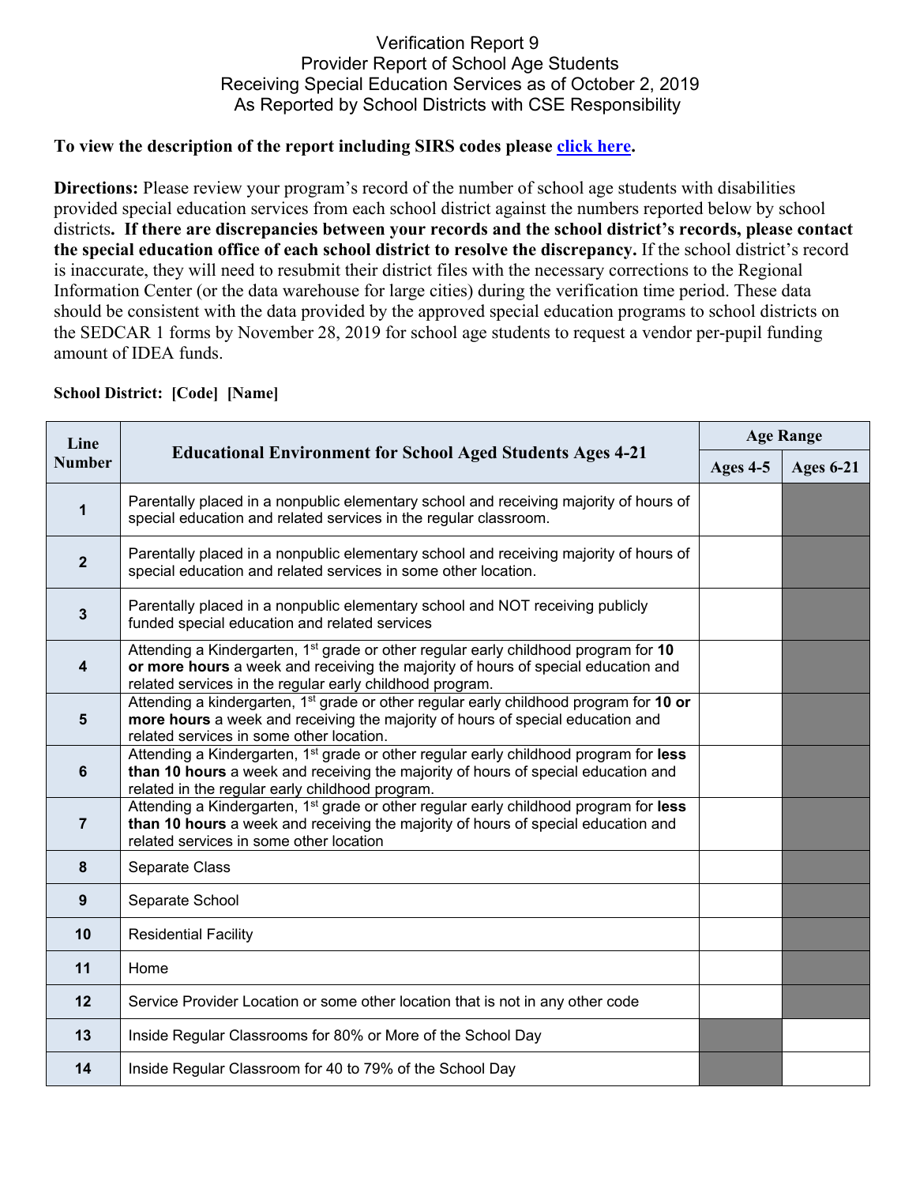# Verification Report 9
## Provider Report of School Age Students Receiving Special Education Services as of October 2, 2019 As Reported by School Districts with CSE Responsibility

**To view the description of the report including SIRS codes please click here.**

**Directions:** Please review your program's record of the number of school age students with disabilities provided special education services from each school district against the numbers reported below by school districts**. If there are discrepancies between your records and the school district's records, please contact the special education office of each school district to resolve the discrepancy.** If the school district's record is inaccurate, they will need to resubmit their district files with the necessary corrections to the Regional Information Center (or the data warehouse for large cities) during the verification time period. These data should be consistent with the data provided by the approved special education programs to school districts on the SEDCAR 1 forms by November 28, 2019 for school age students to request a vendor per-pupil funding amount of IDEA funds.

**School District: [Code] [Name]**

| Line Number | Educational Environment for School Aged Students Ages 4-21 | Age Range | |
|---|---|---|---|
| | | Ages 4-5 | Ages 6-21 |
| 1 | Parentally placed in a nonpublic elementary school and receiving majority of hours of special education and related services in the regular classroom. | | |
| 2 | Parentally placed in a nonpublic elementary school and receiving majority of hours of special education and related services in some other location. | | |
| 3 | Parentally placed in a nonpublic elementary school and NOT receiving publicly funded special education and related services | | |
| 4 | Attending a Kindergarten, 1st grade or other regular early childhood program for **10 or more hours** a week and receiving the majority of hours of special education and related services in the regular early childhood program. | | |
| 5 | Attending a kindergarten, 1st grade or other regular early childhood program for **10 or more hours** a week and receiving the majority of hours of special education and related services in some other location. | | |
| 6 | Attending a Kindergarten, 1st grade or other regular early childhood program for **less than 10 hours** a week and receiving the majority of hours of special education and related in the regular early childhood program. | | |
| 7 | Attending a Kindergarten, 1st grade or other regular early childhood program for **less than 10 hours** a week and receiving the majority of hours of special education and related services in some other location | | |
| 8 | Separate Class | | |
| 9 | Separate School | | |
| 10 | Residential Facility | | |
| 11 | Home | | |
| 12 | Service Provider Location or some other location that is not in any other code | | |
| 13 | Inside Regular Classrooms for 80% or More of the School Day | | |
| 14 | Inside Regular Classroom for 40 to 79% of the School Day | | |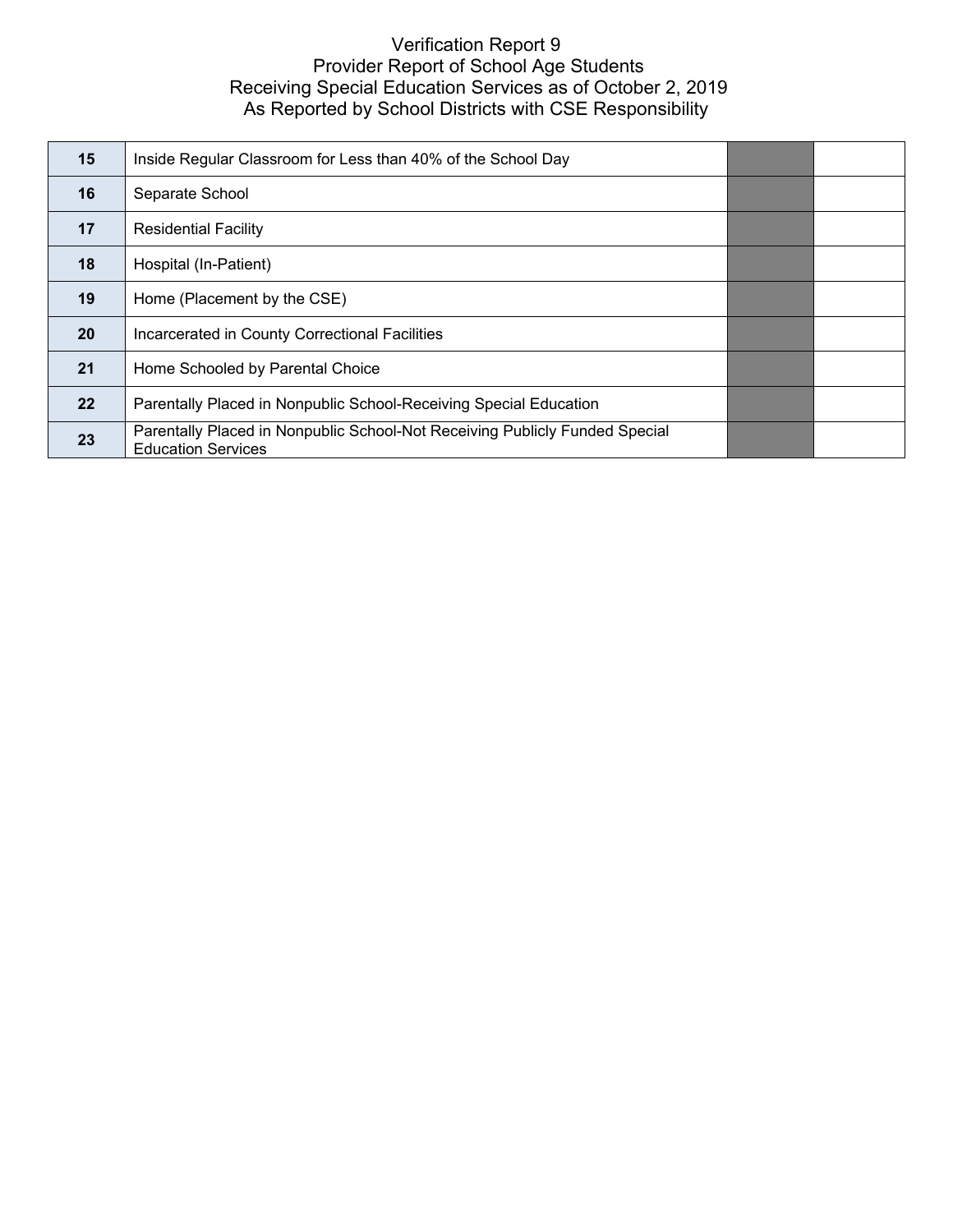Verification Report 9
Provider Report of School Age Students
Receiving Special Education Services as of October 2, 2019
As Reported by School Districts with CSE Responsibility

| | | | |
|---|---|---|---|
| **15** | Inside Regular Classroom for Less than 40% of the School Day | | |
| **16** | Separate School | | |
| **17** | Residential Facility | | |
| **18** | Hospital (In-Patient) | | |
| **19** | Home (Placement by the CSE) | | |
| **20** | Incarcerated in County Correctional Facilities | | |
| **21** | Home Schooled by Parental Choice | | |
| **22** | Parentally Placed in Nonpublic School-Receiving Special Education | | |
| **23** | Parentally Placed in Nonpublic School-Not Receiving Publicly Funded Special Education Services | | |